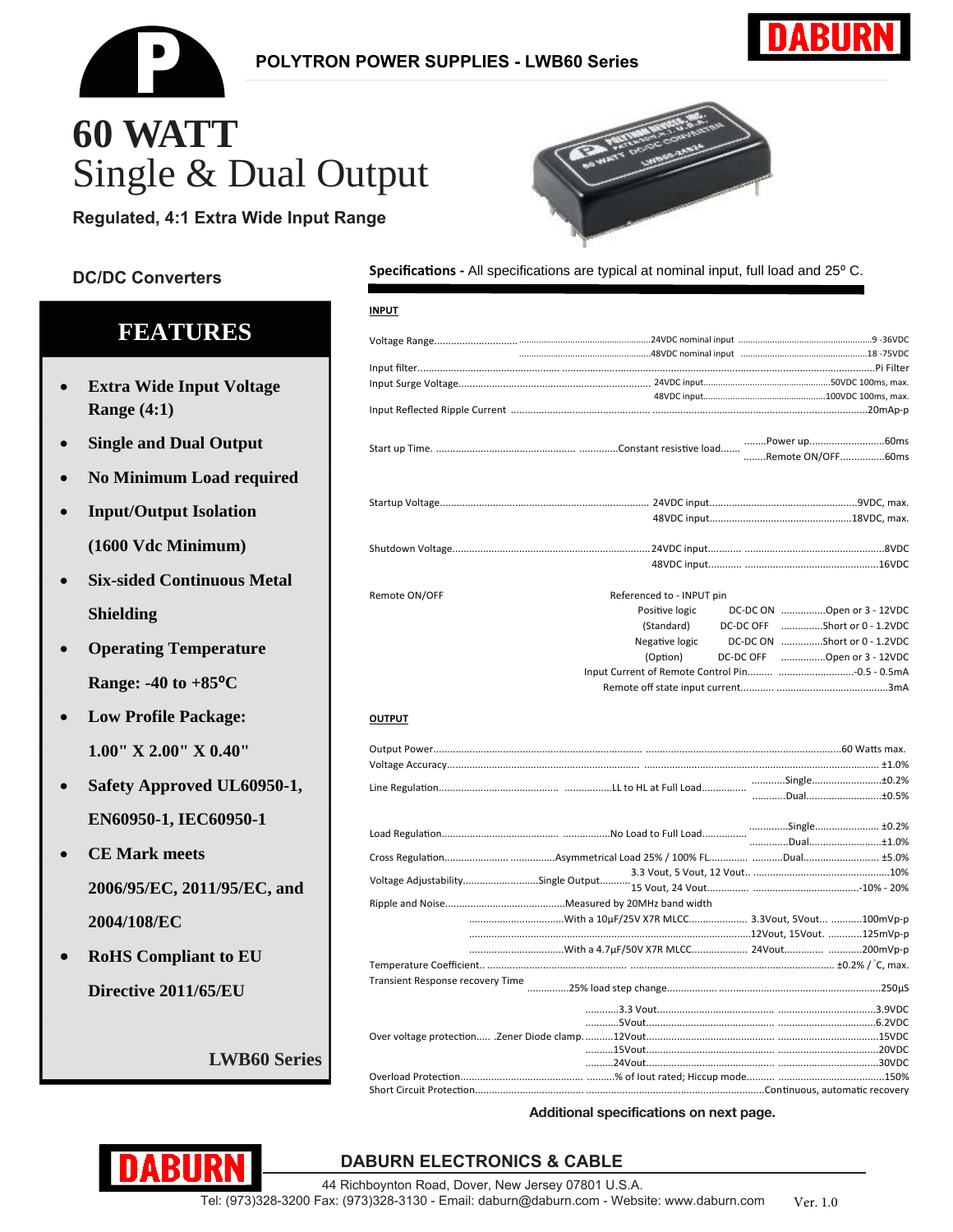**POLYTRON POWER SUPPLIES - LWB60 Series**

# 60 WATT
# Single & Dual Output

**Regulated, 4:1 Extra Wide Input Range**

## DC/DC Converters

## FEATURES

- **Extra Wide Input Voltage Range (4:1)**
- **Single and Dual Output**
- **No Minimum Load required**
- **Input/Output Isolation (1600 Vdc Minimum)**
- **Six-sided Continuous Metal Shielding**
- **Operating Temperature Range: -40 to +85°C**
- **Low Profile Package: 1.00" X 2.00" X 0.40"**
- **Safety Approved UL60950-1, EN60950-1, IEC60950-1**
- **CE Mark meets 2006/95/EC, 2011/95/EC, and 2004/108/EC**
- **RoHS Compliant to EU Directive 2011/65/EU**

**LWB60 Series**

**Specifications -** All specifications are typical at nominal input, full load and 25° C.

### INPUT

| Parameter | Condition | | Value |
|---|---|---|---|
| Voltage Range | 24VDC nominal input | | 9 -36VDC |
| | 48VDC nominal input | | 18 -75VDC |
| Input filter | | | Pi Filter |
| Input Surge Voltage | 24VDC input | | 50VDC 100ms, max. |
| | 48VDC input | | 100VDC 100ms, max. |
| Input Reflected Ripple Current | | | 20mAp-p |
| Start up Time | Constant resistive load | Power up | 60ms |
| | | Remote ON/OFF | 60ms |
| Startup Voltage | 24VDC input | | 9VDC, max. |
| | 48VDC input | | 18VDC, max. |
| Shutdown Voltage | 24VDC input | | 8VDC |
| | 48VDC input | | 16VDC |
| Remote ON/OFF | Referenced to - INPUT pin | | |
| | Positive logic (Standard) | DC-DC ON | Open or 3 - 12VDC |
| | | DC-DC OFF | Short or 0 - 1.2VDC |
| | Negative logic (Option) | DC-DC ON | Short or 0 - 1.2VDC |
| | | DC-DC OFF | Open or 3 - 12VDC |
| | Input Current of Remote Control Pin | | -0.5 - 0.5mA |
| | Remote off state input current | | 3mA |

### OUTPUT

| Parameter | Condition | | Value |
|---|---|---|---|
| Output Power | | | 60 Watts max. |
| Voltage Accuracy | | | ±1.0% |
| Line Regulation | LL to HL at Full Load | Single | ±0.2% |
| | | Dual | ±0.5% |
| Load Regulation | No Load to Full Load | Single | ±0.2% |
| | | Dual | ±1.0% |
| Cross Regulation | Asymmetrical Load 25% / 100% FL | Dual | ±5.0% |
| Voltage Adjustability | Single Output | 3.3 Vout, 5 Vout, 12 Vout | 10% |
| | | 15 Vout, 24 Vout | -10% - 20% |
| Ripple and Noise | Measured by 20MHz band width | | |
| | With a 10µF/25V X7R MLCC | 3.3Vout, 5Vout | 100mVp-p |
| | | 12Vout, 15Vout | 125mVp-p |
| | With a 4.7µF/50V X7R MLCC | 24Vout | 200mVp-p |
| Temperature Coefficient | | | ±0.2% / °C, max. |
| Transient Response recovery Time | 25% load step change | | 250µS |
| Over voltage protection | Zener Diode clamp | 3.3 Vout | 3.9VDC |
| | | 5Vout | 6.2VDC |
| | | 12Vout | 15VDC |
| | | 15Vout | 20VDC |
| | | 24Vout | 30VDC |
| Overload Protection | % of Iout rated; Hiccup mode | | 150% |
| Short Circuit Protection | | | Continuous, automatic recovery |

**Additional specifications on next page.**

**DABURN ELECTRONICS & CABLE**

44 Richboynton Road, Dover, New Jersey 07801 U.S.A.

Tel: (973)328-3200 Fax: (973)328-3130 - Email: daburn@daburn.com - Website: www.daburn.com

Ver. 1.0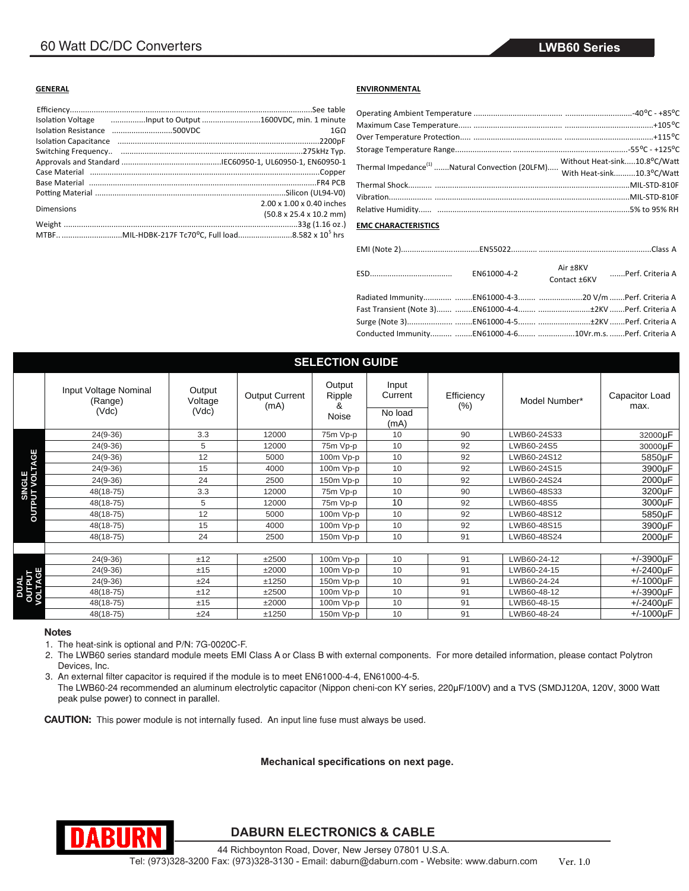## GENERAL

| | |
|---|---|
| Efficiency | See table |
| Isolation Voltage — Input to Output | 1600VDC, min. 1 minute |
| Isolation Resistance — 500VDC | 1GΩ |
| Isolation Capacitance | 2200pF |
| Switching Frequency | 275kHz Typ. |
| Approvals and Standard | IEC60950-1, UL60950-1, EN60950-1 |
| Case Material | Copper |
| Base Material | FR4 PCB |
| Potting Material | Silicon (UL94-V0) |
| Dimensions | 2.00 x 1.00 x 0.40 inches (50.8 x 25.4 x 10.2 mm) |
| Weight | 33g (1.16 oz.) |
| MTBF — MIL-HDBK-217F Tc70°C, Full load | $8.582 \times 10^5$ hrs |

## ENVIRONMENTAL

| | |
|---|---|
| Operating Ambient Temperature | -40°C - +85°C |
| Maximum Case Temperature | +105°C |
| Over Temperature Protection | +115°C |
| Storage Temperature Range | -55°C - +125°C |
| Thermal Impedance[1] — Natural Convection (20LFM) | Without Heat-sink: 10.8°C/Watt; With Heat-sink: 10.3°C/Watt |
| Thermal Shock | MIL-STD-810F |
| Vibration | MIL-STD-810F |
| Relative Humidity | 5% to 95% RH |

## EMC CHARACTERISTICS

| | | | |
|---|---|---|---|
| EMI (Note 2) | EN55022 | | Class A |
| ESD | EN61000-4-2 | Air ±8KV, Contact ±6KV | Perf. Criteria A |
| Radiated Immunity | EN61000-4-3 | 20 V/m | Perf. Criteria A |
| Fast Transient (Note 3) | EN61000-4-4 | ±2KV | Perf. Criteria A |
| Surge (Note 3) | EN61000-4-5 | ±2KV | Perf. Criteria A |
| Conducted Immunity | EN61000-4-6 | 10Vr.m.s. | Perf. Criteria A |

## SELECTION GUIDE

| | Input Voltage Nominal (Range) (Vdc) | Output Voltage (Vdc) | Output Current (mA) | Output Ripple & Noise | Input Current No load (mA) | Efficiency (%) | Model Number* | Capacitor Load max. |
|---|---|---|---|---|---|---|---|---|
| SINGLE OUTPUT VOLTAGE | 24(9-36) | 3.3 | 12000 | 75m Vp-p | 10 | 90 | LWB60-24S33 | 32000μF |
| | 24(9-36) | 5 | 12000 | 75m Vp-p | 10 | 92 | LWB60-24S5 | 30000μF |
| | 24(9-36) | 12 | 5000 | 100m Vp-p | 10 | 92 | LWB60-24S12 | 5850μF |
| | 24(9-36) | 15 | 4000 | 100m Vp-p | 10 | 92 | LWB60-24S15 | 3900μF |
| | 24(9-36) | 24 | 2500 | 150m Vp-p | 10 | 92 | LWB60-24S24 | 2000μF |
| | 48(18-75) | 3.3 | 12000 | 75m Vp-p | 10 | 90 | LWB60-48S33 | 3200μF |
| | 48(18-75) | 5 | 12000 | 75m Vp-p | 10 | 92 | LWB60-48S5 | 3000μF |
| | 48(18-75) | 12 | 5000 | 100m Vp-p | 10 | 92 | LWB60-48S12 | 5850μF |
| | 48(18-75) | 15 | 4000 | 100m Vp-p | 10 | 92 | LWB60-48S15 | 3900μF |
| | 48(18-75) | 24 | 2500 | 150m Vp-p | 10 | 91 | LWB60-48S24 | 2000μF |
| DUAL OUTPUT VOLTAGE | 24(9-36) | ±12 | ±2500 | 100m Vp-p | 10 | 91 | LWB60-24-12 | +/-3900μF |
| | 24(9-36) | ±15 | ±2000 | 100m Vp-p | 10 | 91 | LWB60-24-15 | +/-2400μF |
| | 24(9-36) | ±24 | ±1250 | 150m Vp-p | 10 | 91 | LWB60-24-24 | +/-1000μF |
| | 48(18-75) | ±12 | ±2500 | 100m Vp-p | 10 | 91 | LWB60-48-12 | +/-3900μF |
| | 48(18-75) | ±15 | ±2000 | 100m Vp-p | 10 | 91 | LWB60-48-15 | +/-2400μF |
| | 48(18-75) | ±24 | ±1250 | 150m Vp-p | 10 | 91 | LWB60-48-24 | +/-1000μF |

### Notes

1. The heat-sink is optional and P/N: 7G-0020C-F.
2. The LWB60 series standard module meets EMI Class A or Class B with external components. For more detailed information, please contact Polytron Devices, Inc.
3. An external filter capacitor is required if the module is to meet EN61000-4-4, EN61000-4-5.
   The LWB60-24 recommended an aluminum electrolytic capacitor (Nippon cheni-con KY series, 220μF/100V) and a TVS (SMDJ120A, 120V, 3000 Watt peak pulse power) to connect in parallel.

**CAUTION:** This power module is not internally fused. An input line fuse must always be used.

**Mechanical specifications on next page.**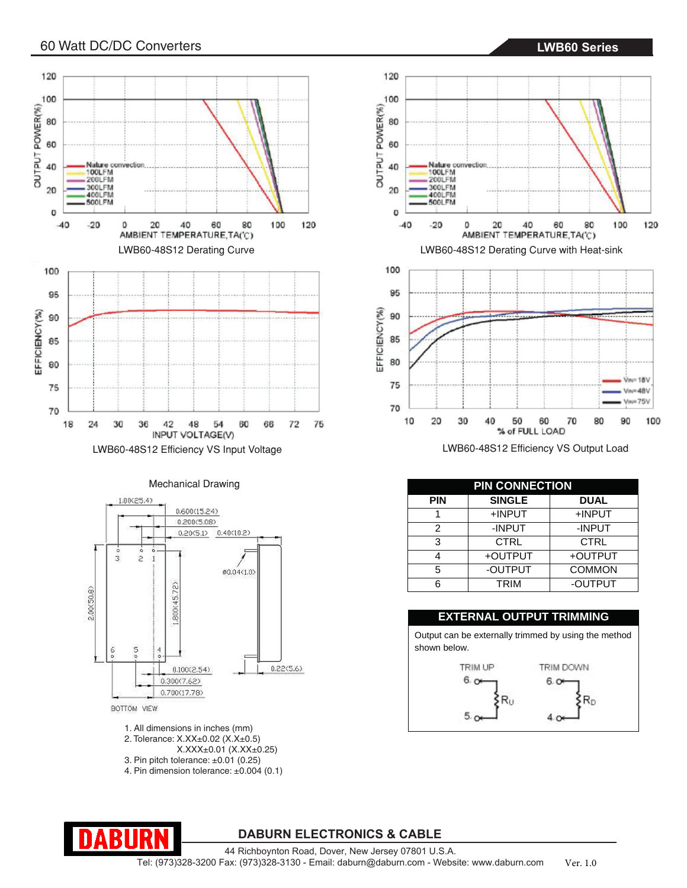## LWB60 Series — 60 Watt DC/DC Converters

OUTPUT POWER(%)
120
100
80
60
40
20
0
-40 -20 0 20 40 60 80 100 120
AMBIENT TEMPERATURE,TA(℃)
Nature convection
100LFM
200LFM
300LFM
400LFM
500LFM

LWB60-48S12 Derating Curve

OUTPUT POWER(%)
120
100
80
60
40
20
0
-40 -20 0 20 40 60 80 100 120
AMBIENT TEMPERATURE,TA(℃)
Nature convection
100LFM
200LFM
300LFM
400LFM
500LFM

LWB60-48S12 Derating Curve with Heat-sink

EFFICIENCY(%)
100
95
90
85
80
75
70
18 24 30 36 42 48 54 60 66 72 75
INPUT VOLTAGE(V)

LWB60-48S12 Efficiency VS Input Voltage

EFFICIENCY(%)
100
95
90
85
80
75
70
10 20 30 40 50 60 70 80 90 100
% of FULL LOAD
VIN=18V
VIN=48V
VIN=75V

LWB60-48S12 Efficiency VS Output Load

### Mechanical Drawing

1.00(25.4)
0.600(15.24)
0.200(5.08)
0.20(5.1)
0.40(10.2)
Ø0.04(1.0)
2.00(50.8)
1.800(45.72)
0.100(2.54)
0.300(7.62)
0.700(17.78)
0.22(5.6)
3 2 1
6 5 4
BOTTOM VIEW

1. All dimensions in inches (mm)
2. Tolerance: X.XX±0.02 (X.X±0.5)
   X.XXX±0.01 (X.XX±0.25)
3. Pin pitch tolerance: ±0.01 (0.25)
4. Pin dimension tolerance: ±0.004 (0.1)

### PIN CONNECTION

| PIN | SINGLE | DUAL |
|---|---|---|
| 1 | +INPUT | +INPUT |
| 2 | -INPUT | -INPUT |
| 3 | CTRL | CTRL |
| 4 | +OUTPUT | +OUTPUT |
| 5 | -OUTPUT | COMMON |
| 6 | TRIM | -OUTPUT |

### EXTERNAL OUTPUT TRIMMING

Output can be externally trimmed by using the method shown below.

TRIM UP
6
$R_U$
5

TRIM DOWN
6
$R_D$
4

**DABURN ELECTRONICS & CABLE**
44 Richboynton Road, Dover, New Jersey 07801 U.S.A.
Tel: (973)328-3200 Fax: (973)328-3130 - Email: daburn@daburn.com - Website: www.daburn.com
Ver. 1.0